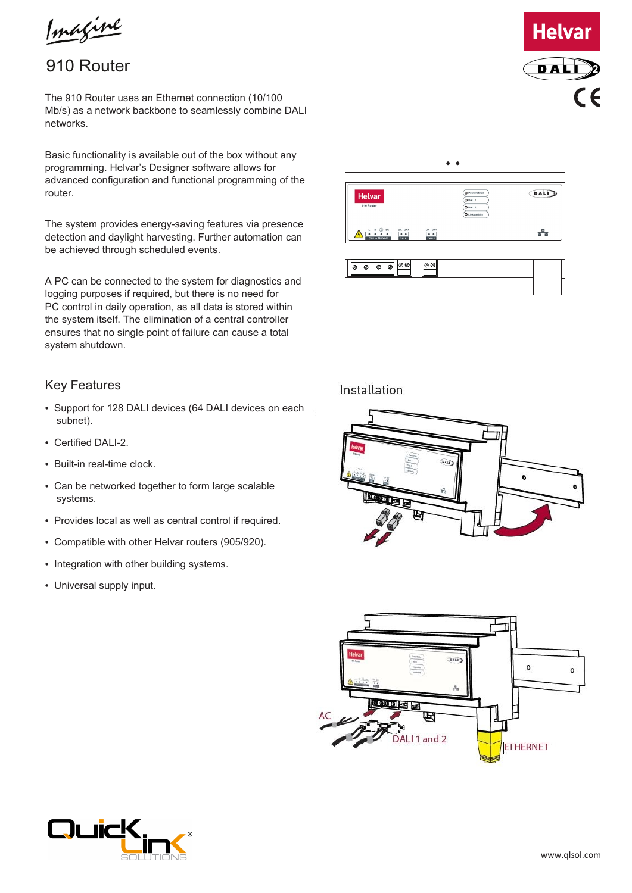Imagine

# 910 Router

The 910 Router uses an Ethernet connection (10/100 Mb/s) as a network backbone to seamlessly combine DALI networks.

Basic functionality is available out of the box without any programming. Helvar's Designer software allows for advanced configuration and functional programming of the router.

The system provides energy-saving features via presence detection and daylight harvesting. Further automation can be achieved through scheduled events.

A PC can be connected to the system for diagnostics and logging purposes if required, but there is no need for PC control in daily operation, as all data is stored within the system itself. The elimination of a central controller ensures that no single point of failure can cause a total system shutdown.

## Key Features

- Support for 128 DALI devices (64 DALI devices on each subnet).
- Certified DALI-2.
- Built-in real-time clock.
- Can be networked together to form large scalable systems.
- Provides local as well as central control if required.
- Compatible with other Helvar routers (905/920).
- Integration with other building systems.
- Universal supply input.

## Installation

AC

DALI 1 and 2

ETHERNET

www.qlsol.com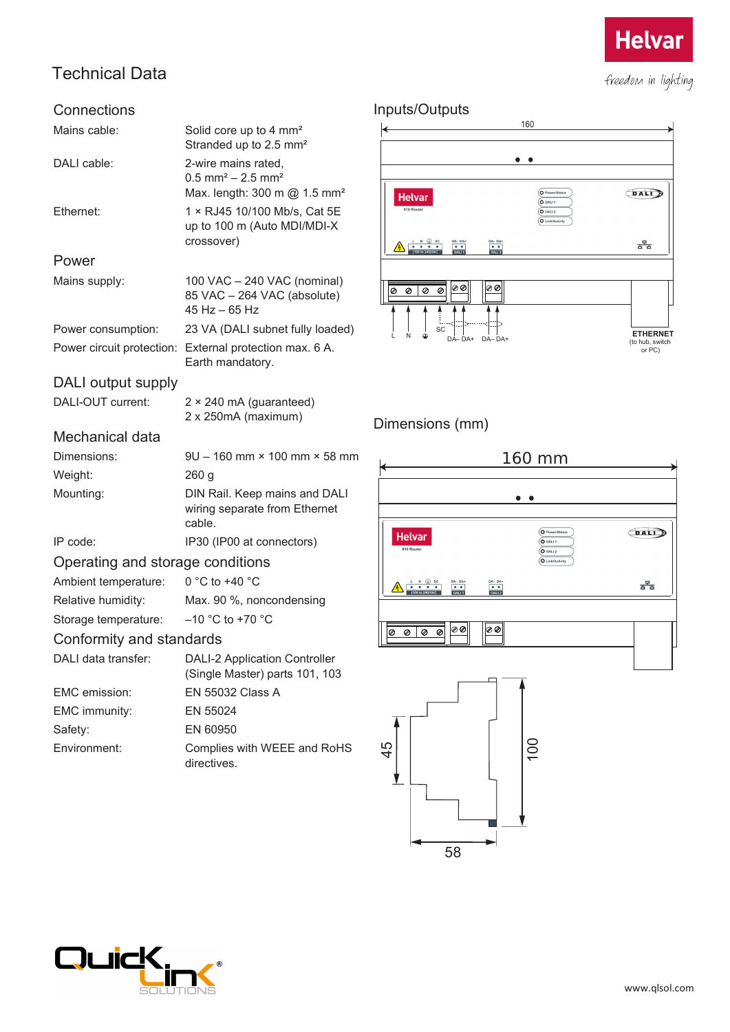# Technical Data

## Connections

| | |
|---|---|
| Mains cable: | Solid core up to 4 mm² <br> Stranded up to 2.5 mm² |
| DALI cable: | 2-wire mains rated, <br> 0.5 mm² – 2.5 mm² <br> Max. length: 300 m @ 1.5 mm² |
| Ethernet: | 1 × RJ45 10/100 Mb/s, Cat 5E up to 100 m (Auto MDI/MDI-X crossover) |

## Power

| | |
|---|---|
| Mains supply: | 100 VAC – 240 VAC (nominal) <br> 85 VAC – 264 VAC (absolute) <br> 45 Hz – 65 Hz |
| Power consumption: | 23 VA (DALI subnet fully loaded) |
| Power circuit protection: | External protection max. 6 A. <br> Earth mandatory. |

## DALI output supply

| | |
|---|---|
| DALI-OUT current: | 2 × 240 mA (guaranteed) <br> 2 x 250mA (maximum) |

## Mechanical data

| | |
|---|---|
| Dimensions: | 9U – 160 mm × 100 mm × 58 mm |
| Weight: | 260 g |
| Mounting: | DIN Rail. Keep mains and DALI wiring separate from Ethernet cable. |
| IP code: | IP30 (IP00 at connectors) |

## Operating and storage conditions

| | |
|---|---|
| Ambient temperature: | 0 °C to +40 °C |
| Relative humidity: | Max. 90 %, noncondensing |
| Storage temperature: | –10 °C to +70 °C |

## Conformity and standards

| | |
|---|---|
| DALI data transfer: | DALI-2 Application Controller (Single Master) parts 101, 103 |
| EMC emission: | EN 55032 Class A |
| EMC immunity: | EN 55024 |
| Safety: | EN 60950 |
| Environment: | Complies with WEEE and RoHS directives. |

## Inputs/Outputs

160

L N ⏚ SC DA– DA+ DA– DA+

ETHERNET (to hub, switch or PC)

## Dimensions (mm)

160 mm

45

100

58

www.qlsol.com